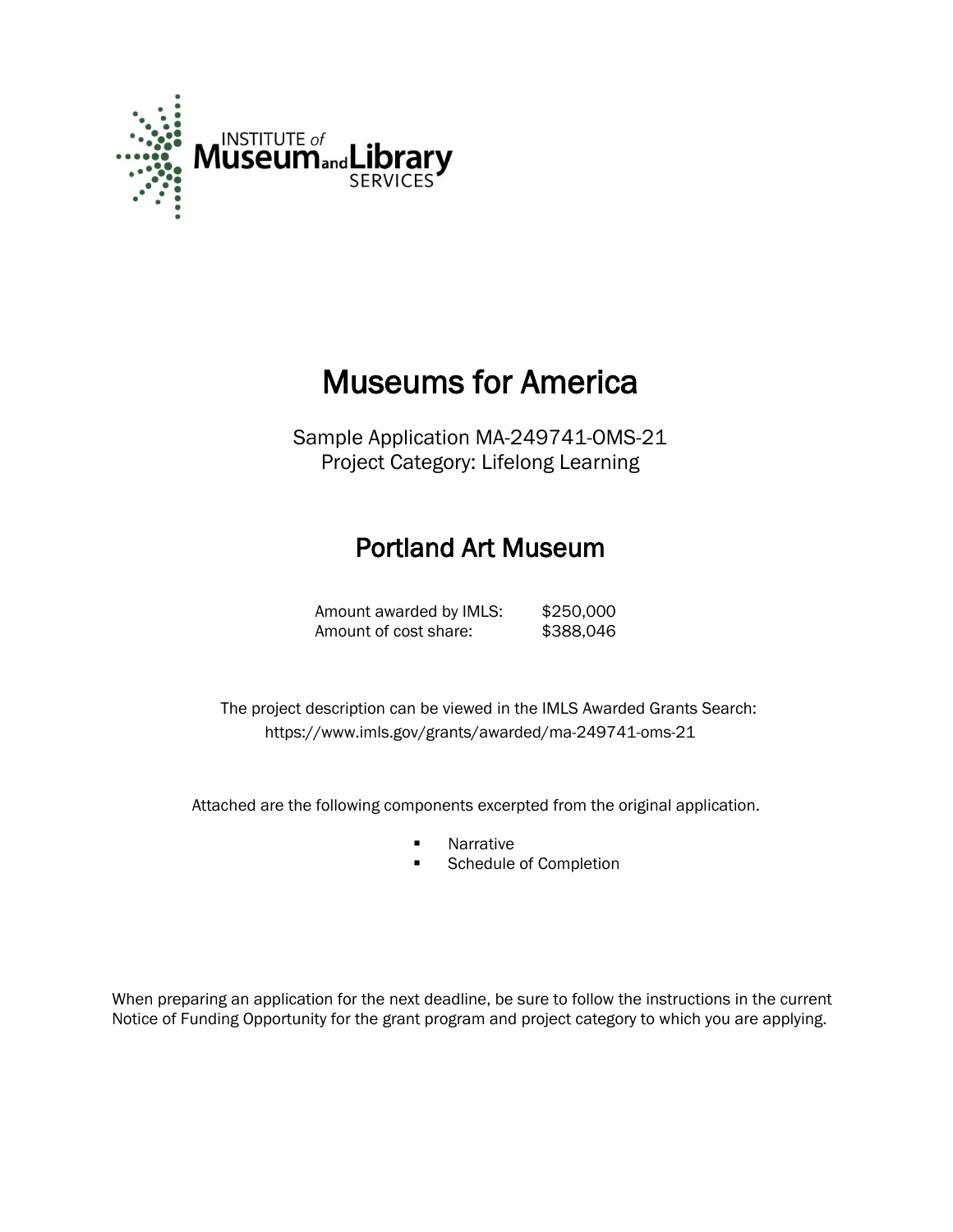INSTITUTE of Museum and Library SERVICES

# Museums for America

Sample Application MA-249741-OMS-21
Project Category: Lifelong Learning

## Portland Art Museum

| | |
|---|---|
| Amount awarded by IMLS: | $250,000 |
| Amount of cost share: | $388,046 |

The project description can be viewed in the IMLS Awarded Grants Search:
https://www.imls.gov/grants/awarded/ma-249741-oms-21

Attached are the following components excerpted from the original application.

- Narrative
- Schedule of Completion

When preparing an application for the next deadline, be sure to follow the instructions in the current Notice of Funding Opportunity for the grant program and project category to which you are applying.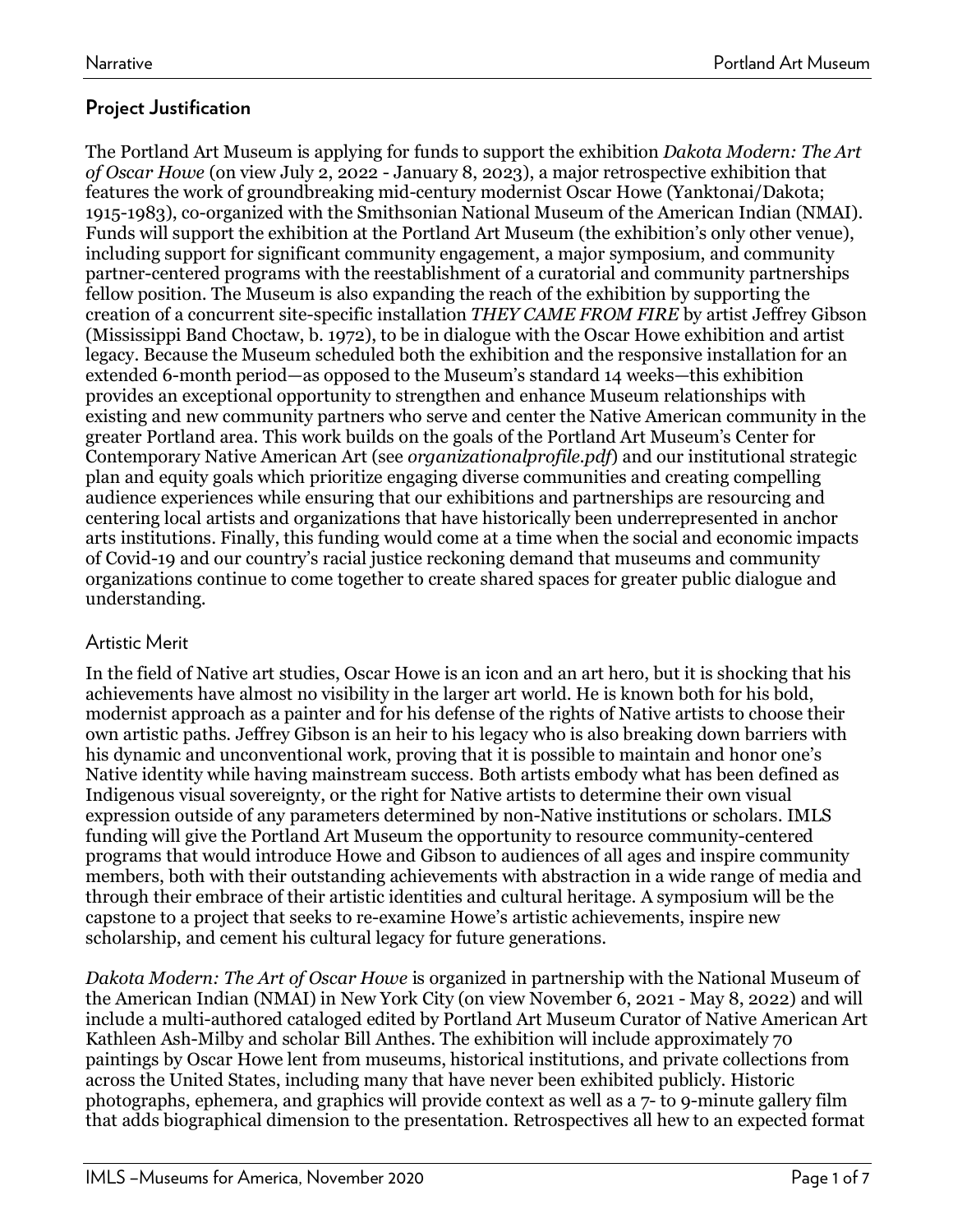## Project Justification

The Portland Art Museum is applying for funds to support the exhibition *Dakota Modern: The Art of Oscar Howe* (on view July 2, 2022 - January 8, 2023), a major retrospective exhibition that features the work of groundbreaking mid-century modernist Oscar Howe (Yanktonai/Dakota; 1915-1983), co-organized with the Smithsonian National Museum of the American Indian (NMAI). Funds will support the exhibition at the Portland Art Museum (the exhibition's only other venue), including support for significant community engagement, a major symposium, and community partner-centered programs with the reestablishment of a curatorial and community partnerships fellow position. The Museum is also expanding the reach of the exhibition by supporting the creation of a concurrent site-specific installation *THEY CAME FROM FIRE* by artist Jeffrey Gibson (Mississippi Band Choctaw, b. 1972), to be in dialogue with the Oscar Howe exhibition and artist legacy. Because the Museum scheduled both the exhibition and the responsive installation for an extended 6-month period—as opposed to the Museum's standard 14 weeks—this exhibition provides an exceptional opportunity to strengthen and enhance Museum relationships with existing and new community partners who serve and center the Native American community in the greater Portland area. This work builds on the goals of the Portland Art Museum's Center for Contemporary Native American Art (see *organizationalprofile.pdf*) and our institutional strategic plan and equity goals which prioritize engaging diverse communities and creating compelling audience experiences while ensuring that our exhibitions and partnerships are resourcing and centering local artists and organizations that have historically been underrepresented in anchor arts institutions. Finally, this funding would come at a time when the social and economic impacts of Covid-19 and our country's racial justice reckoning demand that museums and community organizations continue to come together to create shared spaces for greater public dialogue and understanding.

### Artistic Merit

In the field of Native art studies, Oscar Howe is an icon and an art hero, but it is shocking that his achievements have almost no visibility in the larger art world. He is known both for his bold, modernist approach as a painter and for his defense of the rights of Native artists to choose their own artistic paths. Jeffrey Gibson is an heir to his legacy who is also breaking down barriers with his dynamic and unconventional work, proving that it is possible to maintain and honor one's Native identity while having mainstream success. Both artists embody what has been defined as Indigenous visual sovereignty, or the right for Native artists to determine their own visual expression outside of any parameters determined by non-Native institutions or scholars. IMLS funding will give the Portland Art Museum the opportunity to resource community-centered programs that would introduce Howe and Gibson to audiences of all ages and inspire community members, both with their outstanding achievements with abstraction in a wide range of media and through their embrace of their artistic identities and cultural heritage. A symposium will be the capstone to a project that seeks to re-examine Howe's artistic achievements, inspire new scholarship, and cement his cultural legacy for future generations.

*Dakota Modern: The Art of Oscar Howe* is organized in partnership with the National Museum of the American Indian (NMAI) in New York City (on view November 6, 2021 - May 8, 2022) and will include a multi-authored cataloged edited by Portland Art Museum Curator of Native American Art Kathleen Ash-Milby and scholar Bill Anthes. The exhibition will include approximately 70 paintings by Oscar Howe lent from museums, historical institutions, and private collections from across the United States, including many that have never been exhibited publicly. Historic photographs, ephemera, and graphics will provide context as well as a 7- to 9-minute gallery film that adds biographical dimension to the presentation. Retrospectives all hew to an expected format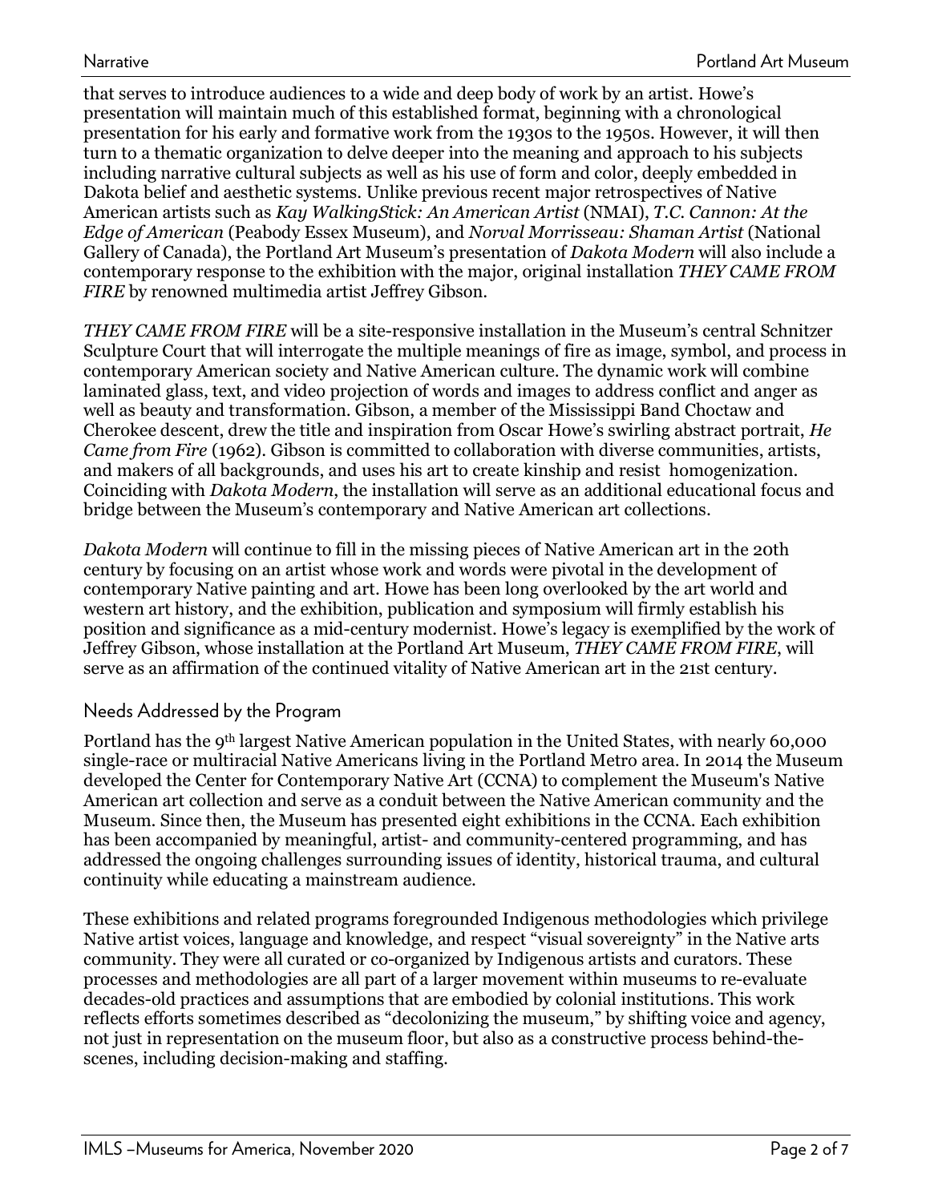that serves to introduce audiences to a wide and deep body of work by an artist. Howe's presentation will maintain much of this established format, beginning with a chronological presentation for his early and formative work from the 1930s to the 1950s. However, it will then turn to a thematic organization to delve deeper into the meaning and approach to his subjects including narrative cultural subjects as well as his use of form and color, deeply embedded in Dakota belief and aesthetic systems. Unlike previous recent major retrospectives of Native American artists such as *Kay WalkingStick: An American Artist* (NMAI), *T.C. Cannon: At the Edge of American* (Peabody Essex Museum), and *Norval Morrisseau: Shaman Artist* (National Gallery of Canada), the Portland Art Museum's presentation of *Dakota Modern* will also include a contemporary response to the exhibition with the major, original installation *THEY CAME FROM FIRE* by renowned multimedia artist Jeffrey Gibson.

*THEY CAME FROM FIRE* will be a site-responsive installation in the Museum's central Schnitzer Sculpture Court that will interrogate the multiple meanings of fire as image, symbol, and process in contemporary American society and Native American culture. The dynamic work will combine laminated glass, text, and video projection of words and images to address conflict and anger as well as beauty and transformation. Gibson, a member of the Mississippi Band Choctaw and Cherokee descent, drew the title and inspiration from Oscar Howe's swirling abstract portrait, *He Came from Fire* (1962). Gibson is committed to collaboration with diverse communities, artists, and makers of all backgrounds, and uses his art to create kinship and resist homogenization. Coinciding with *Dakota Modern*, the installation will serve as an additional educational focus and bridge between the Museum's contemporary and Native American art collections.

*Dakota Modern* will continue to fill in the missing pieces of Native American art in the 20th century by focusing on an artist whose work and words were pivotal in the development of contemporary Native painting and art. Howe has been long overlooked by the art world and western art history, and the exhibition, publication and symposium will firmly establish his position and significance as a mid-century modernist. Howe's legacy is exemplified by the work of Jeffrey Gibson, whose installation at the Portland Art Museum, *THEY CAME FROM FIRE*, will serve as an affirmation of the continued vitality of Native American art in the 21st century.

## Needs Addressed by the Program

Portland has the 9th largest Native American population in the United States, with nearly 60,000 single-race or multiracial Native Americans living in the Portland Metro area. In 2014 the Museum developed the Center for Contemporary Native Art (CCNA) to complement the Museum's Native American art collection and serve as a conduit between the Native American community and the Museum. Since then, the Museum has presented eight exhibitions in the CCNA. Each exhibition has been accompanied by meaningful, artist- and community-centered programming, and has addressed the ongoing challenges surrounding issues of identity, historical trauma, and cultural continuity while educating a mainstream audience.

These exhibitions and related programs foregrounded Indigenous methodologies which privilege Native artist voices, language and knowledge, and respect "visual sovereignty" in the Native arts community. They were all curated or co-organized by Indigenous artists and curators. These processes and methodologies are all part of a larger movement within museums to re-evaluate decades-old practices and assumptions that are embodied by colonial institutions. This work reflects efforts sometimes described as "decolonizing the museum," by shifting voice and agency, not just in representation on the museum floor, but also as a constructive process behind-the-scenes, including decision-making and staffing.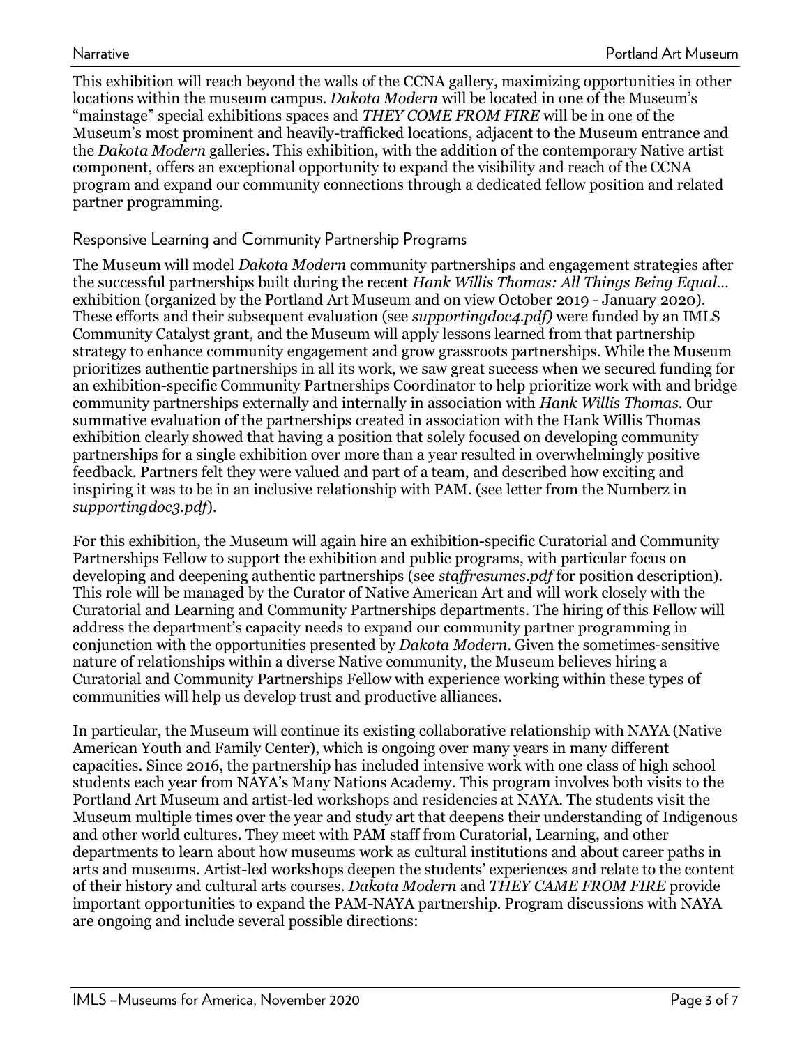This exhibition will reach beyond the walls of the CCNA gallery, maximizing opportunities in other locations within the museum campus. *Dakota Modern* will be located in one of the Museum's "mainstage" special exhibitions spaces and *THEY COME FROM FIRE* will be in one of the Museum's most prominent and heavily-trafficked locations, adjacent to the Museum entrance and the *Dakota Modern* galleries. This exhibition, with the addition of the contemporary Native artist component, offers an exceptional opportunity to expand the visibility and reach of the CCNA program and expand our community connections through a dedicated fellow position and related partner programming.

## Responsive Learning and Community Partnership Programs

The Museum will model *Dakota Modern* community partnerships and engagement strategies after the successful partnerships built during the recent *Hank Willis Thomas: All Things Being Equal…* exhibition (organized by the Portland Art Museum and on view October 2019 - January 2020). These efforts and their subsequent evaluation (see *supportingdoc4.pdf)* were funded by an IMLS Community Catalyst grant, and the Museum will apply lessons learned from that partnership strategy to enhance community engagement and grow grassroots partnerships. While the Museum prioritizes authentic partnerships in all its work, we saw great success when we secured funding for an exhibition-specific Community Partnerships Coordinator to help prioritize work with and bridge community partnerships externally and internally in association with *Hank Willis Thomas*. Our summative evaluation of the partnerships created in association with the Hank Willis Thomas exhibition clearly showed that having a position that solely focused on developing community partnerships for a single exhibition over more than a year resulted in overwhelmingly positive feedback. Partners felt they were valued and part of a team, and described how exciting and inspiring it was to be in an inclusive relationship with PAM. (see letter from the Numberz in *supportingdoc3.pdf*).

For this exhibition, the Museum will again hire an exhibition-specific Curatorial and Community Partnerships Fellow to support the exhibition and public programs, with particular focus on developing and deepening authentic partnerships (see *staffresumes.pdf* for position description). This role will be managed by the Curator of Native American Art and will work closely with the Curatorial and Learning and Community Partnerships departments. The hiring of this Fellow will address the department's capacity needs to expand our community partner programming in conjunction with the opportunities presented by *Dakota Modern*. Given the sometimes-sensitive nature of relationships within a diverse Native community, the Museum believes hiring a Curatorial and Community Partnerships Fellow with experience working within these types of communities will help us develop trust and productive alliances.

In particular, the Museum will continue its existing collaborative relationship with NAYA (Native American Youth and Family Center), which is ongoing over many years in many different capacities. Since 2016, the partnership has included intensive work with one class of high school students each year from NAYA's Many Nations Academy. This program involves both visits to the Portland Art Museum and artist-led workshops and residencies at NAYA. The students visit the Museum multiple times over the year and study art that deepens their understanding of Indigenous and other world cultures. They meet with PAM staff from Curatorial, Learning, and other departments to learn about how museums work as cultural institutions and about career paths in arts and museums. Artist-led workshops deepen the students' experiences and relate to the content of their history and cultural arts courses. *Dakota Modern* and *THEY CAME FROM FIRE* provide important opportunities to expand the PAM-NAYA partnership. Program discussions with NAYA are ongoing and include several possible directions: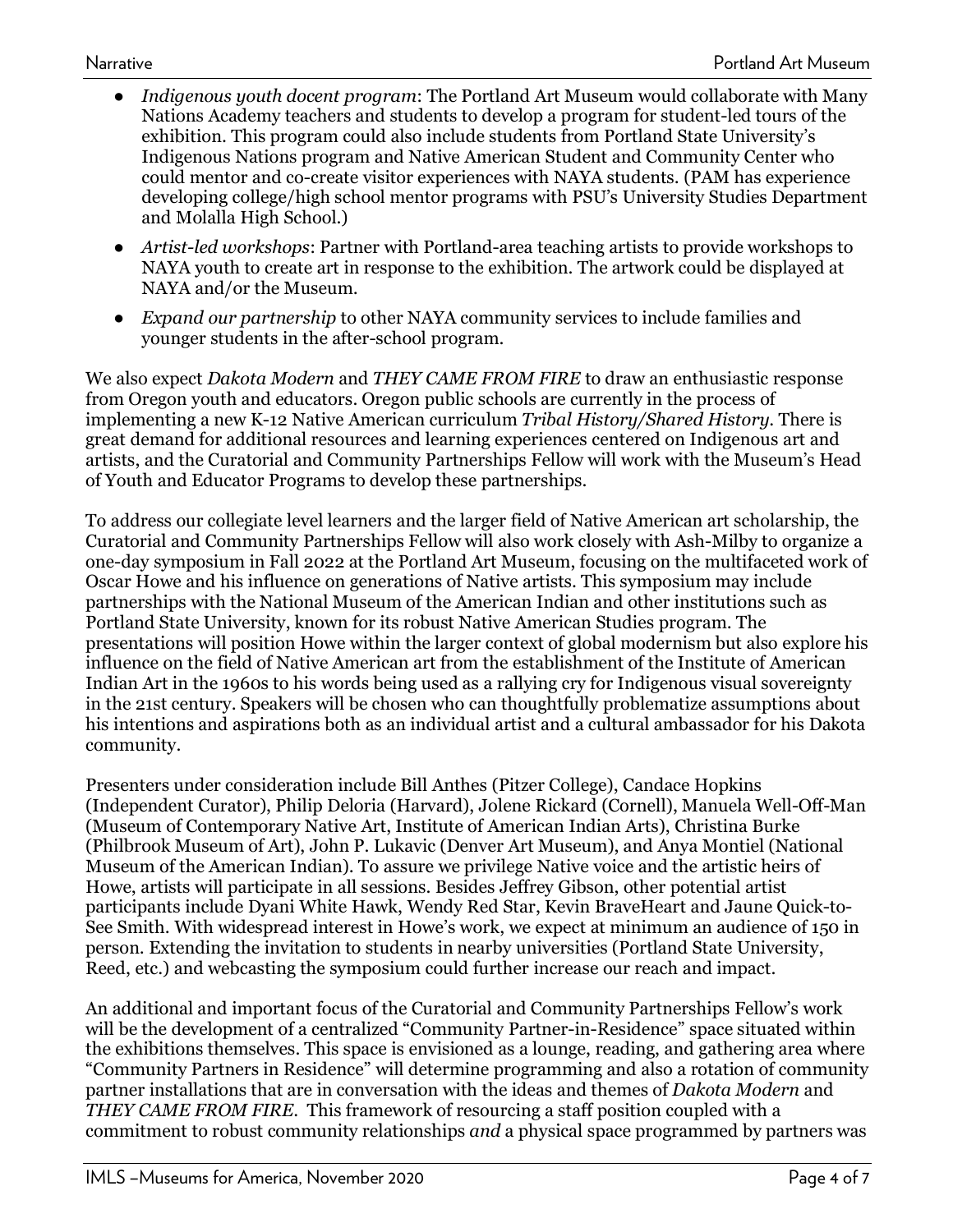- *Indigenous youth docent program*: The Portland Art Museum would collaborate with Many Nations Academy teachers and students to develop a program for student-led tours of the exhibition. This program could also include students from Portland State University's Indigenous Nations program and Native American Student and Community Center who could mentor and co-create visitor experiences with NAYA students. (PAM has experience developing college/high school mentor programs with PSU's University Studies Department and Molalla High School.)
- *Artist-led workshops*: Partner with Portland-area teaching artists to provide workshops to NAYA youth to create art in response to the exhibition. The artwork could be displayed at NAYA and/or the Museum.
- *Expand our partnership* to other NAYA community services to include families and younger students in the after-school program.

We also expect *Dakota Modern* and *THEY CAME FROM FIRE* to draw an enthusiastic response from Oregon youth and educators. Oregon public schools are currently in the process of implementing a new K-12 Native American curriculum *Tribal History/Shared History*. There is great demand for additional resources and learning experiences centered on Indigenous art and artists, and the Curatorial and Community Partnerships Fellow will work with the Museum's Head of Youth and Educator Programs to develop these partnerships.

To address our collegiate level learners and the larger field of Native American art scholarship, the Curatorial and Community Partnerships Fellow will also work closely with Ash-Milby to organize a one-day symposium in Fall 2022 at the Portland Art Museum, focusing on the multifaceted work of Oscar Howe and his influence on generations of Native artists. This symposium may include partnerships with the National Museum of the American Indian and other institutions such as Portland State University, known for its robust Native American Studies program. The presentations will position Howe within the larger context of global modernism but also explore his influence on the field of Native American art from the establishment of the Institute of American Indian Art in the 1960s to his words being used as a rallying cry for Indigenous visual sovereignty in the 21st century. Speakers will be chosen who can thoughtfully problematize assumptions about his intentions and aspirations both as an individual artist and a cultural ambassador for his Dakota community.

Presenters under consideration include Bill Anthes (Pitzer College), Candace Hopkins (Independent Curator), Philip Deloria (Harvard), Jolene Rickard (Cornell), Manuela Well-Off-Man (Museum of Contemporary Native Art, Institute of American Indian Arts), Christina Burke (Philbrook Museum of Art), John P. Lukavic (Denver Art Museum), and Anya Montiel (National Museum of the American Indian). To assure we privilege Native voice and the artistic heirs of Howe, artists will participate in all sessions. Besides Jeffrey Gibson, other potential artist participants include Dyani White Hawk, Wendy Red Star, Kevin BraveHeart and Jaune Quick-to-See Smith. With widespread interest in Howe's work, we expect at minimum an audience of 150 in person. Extending the invitation to students in nearby universities (Portland State University, Reed, etc.) and webcasting the symposium could further increase our reach and impact.

An additional and important focus of the Curatorial and Community Partnerships Fellow's work will be the development of a centralized "Community Partner-in-Residence" space situated within the exhibitions themselves. This space is envisioned as a lounge, reading, and gathering area where "Community Partners in Residence" will determine programming and also a rotation of community partner installations that are in conversation with the ideas and themes of *Dakota Modern* and *THEY CAME FROM FIRE*. This framework of resourcing a staff position coupled with a commitment to robust community relationships *and* a physical space programmed by partners was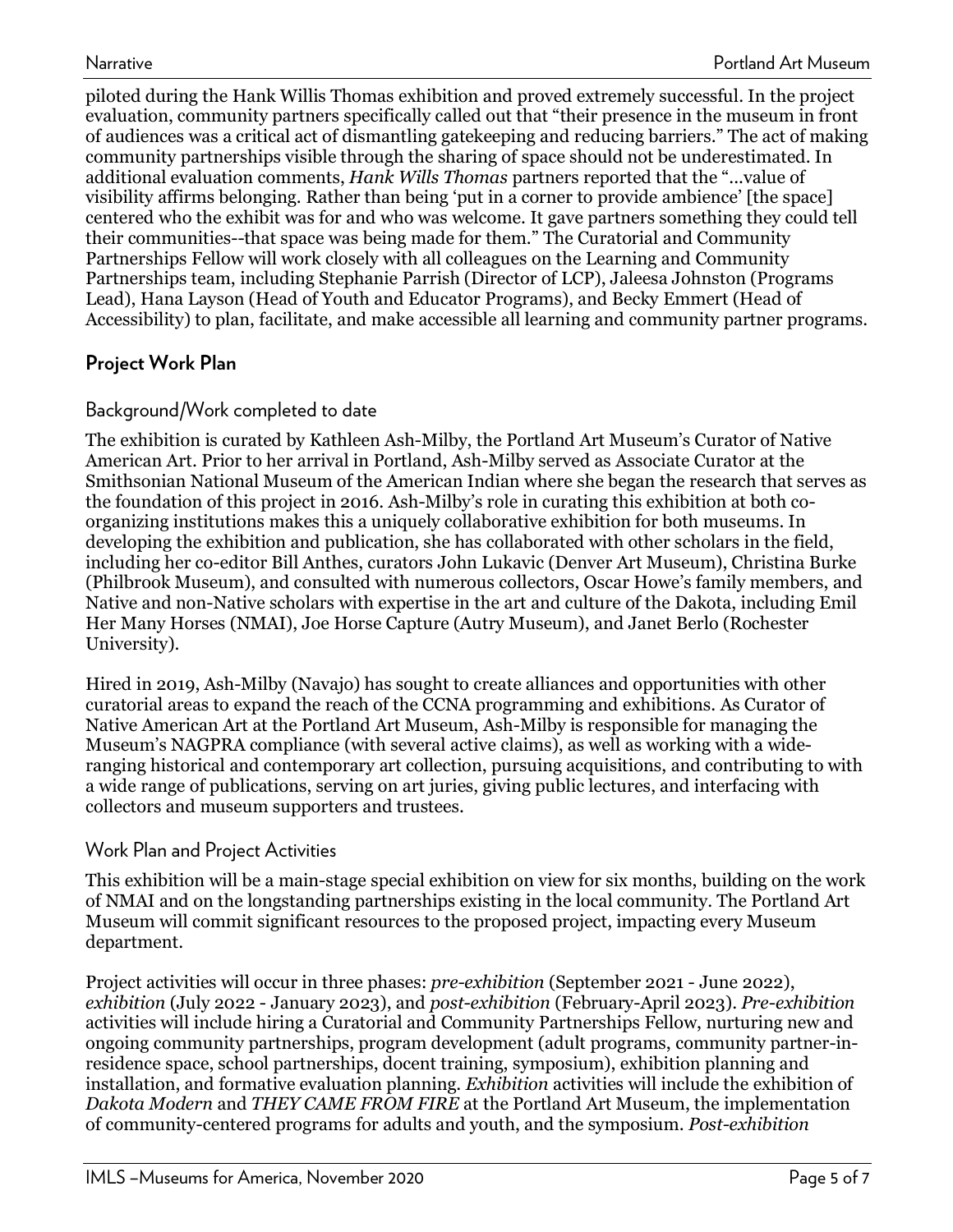piloted during the Hank Willis Thomas exhibition and proved extremely successful. In the project evaluation, community partners specifically called out that "their presence in the museum in front of audiences was a critical act of dismantling gatekeeping and reducing barriers." The act of making community partnerships visible through the sharing of space should not be underestimated. In additional evaluation comments, *Hank Wills Thomas* partners reported that the "…value of visibility affirms belonging. Rather than being 'put in a corner to provide ambience' [the space] centered who the exhibit was for and who was welcome. It gave partners something they could tell their communities--that space was being made for them." The Curatorial and Community Partnerships Fellow will work closely with all colleagues on the Learning and Community Partnerships team, including Stephanie Parrish (Director of LCP), Jaleesa Johnston (Programs Lead), Hana Layson (Head of Youth and Educator Programs), and Becky Emmert (Head of Accessibility) to plan, facilitate, and make accessible all learning and community partner programs.

## Project Work Plan

### Background/Work completed to date

The exhibition is curated by Kathleen Ash-Milby, the Portland Art Museum's Curator of Native American Art. Prior to her arrival in Portland, Ash-Milby served as Associate Curator at the Smithsonian National Museum of the American Indian where she began the research that serves as the foundation of this project in 2016. Ash-Milby's role in curating this exhibition at both co-organizing institutions makes this a uniquely collaborative exhibition for both museums. In developing the exhibition and publication, she has collaborated with other scholars in the field, including her co-editor Bill Anthes, curators John Lukavic (Denver Art Museum), Christina Burke (Philbrook Museum), and consulted with numerous collectors, Oscar Howe's family members, and Native and non-Native scholars with expertise in the art and culture of the Dakota, including Emil Her Many Horses (NMAI), Joe Horse Capture (Autry Museum), and Janet Berlo (Rochester University).

Hired in 2019, Ash-Milby (Navajo) has sought to create alliances and opportunities with other curatorial areas to expand the reach of the CCNA programming and exhibitions. As Curator of Native American Art at the Portland Art Museum, Ash-Milby is responsible for managing the Museum's NAGPRA compliance (with several active claims), as well as working with a wide-ranging historical and contemporary art collection, pursuing acquisitions, and contributing to with a wide range of publications, serving on art juries, giving public lectures, and interfacing with collectors and museum supporters and trustees.

### Work Plan and Project Activities

This exhibition will be a main-stage special exhibition on view for six months, building on the work of NMAI and on the longstanding partnerships existing in the local community. The Portland Art Museum will commit significant resources to the proposed project, impacting every Museum department.

Project activities will occur in three phases: *pre-exhibition* (September 2021 - June 2022), *exhibition* (July 2022 - January 2023), and *post-exhibition* (February-April 2023). *Pre-exhibition* activities will include hiring a Curatorial and Community Partnerships Fellow, nurturing new and ongoing community partnerships, program development (adult programs, community partner-in-residence space, school partnerships, docent training, symposium), exhibition planning and installation, and formative evaluation planning. *Exhibition* activities will include the exhibition of *Dakota Modern* and *THEY CAME FROM FIRE* at the Portland Art Museum, the implementation of community-centered programs for adults and youth, and the symposium. *Post-exhibition*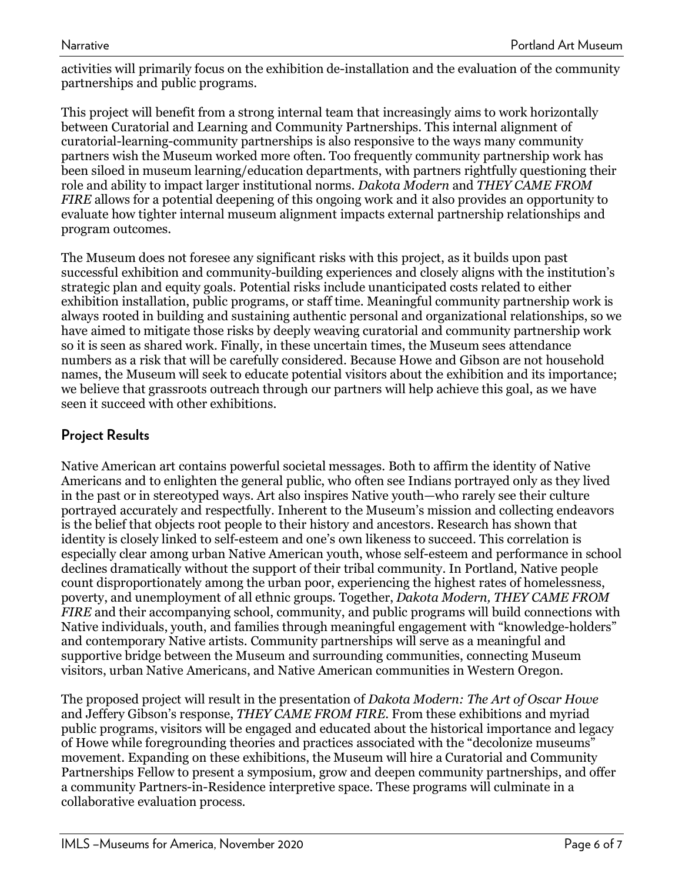activities will primarily focus on the exhibition de-installation and the evaluation of the community partnerships and public programs.

This project will benefit from a strong internal team that increasingly aims to work horizontally between Curatorial and Learning and Community Partnerships. This internal alignment of curatorial-learning-community partnerships is also responsive to the ways many community partners wish the Museum worked more often. Too frequently community partnership work has been siloed in museum learning/education departments, with partners rightfully questioning their role and ability to impact larger institutional norms. *Dakota Modern* and *THEY CAME FROM FIRE* allows for a potential deepening of this ongoing work and it also provides an opportunity to evaluate how tighter internal museum alignment impacts external partnership relationships and program outcomes.

The Museum does not foresee any significant risks with this project, as it builds upon past successful exhibition and community-building experiences and closely aligns with the institution's strategic plan and equity goals. Potential risks include unanticipated costs related to either exhibition installation, public programs, or staff time. Meaningful community partnership work is always rooted in building and sustaining authentic personal and organizational relationships, so we have aimed to mitigate those risks by deeply weaving curatorial and community partnership work so it is seen as shared work. Finally, in these uncertain times, the Museum sees attendance numbers as a risk that will be carefully considered. Because Howe and Gibson are not household names, the Museum will seek to educate potential visitors about the exhibition and its importance; we believe that grassroots outreach through our partners will help achieve this goal, as we have seen it succeed with other exhibitions.

## Project Results

Native American art contains powerful societal messages. Both to affirm the identity of Native Americans and to enlighten the general public, who often see Indians portrayed only as they lived in the past or in stereotyped ways. Art also inspires Native youth—who rarely see their culture portrayed accurately and respectfully. Inherent to the Museum's mission and collecting endeavors is the belief that objects root people to their history and ancestors. Research has shown that identity is closely linked to self-esteem and one's own likeness to succeed. This correlation is especially clear among urban Native American youth, whose self-esteem and performance in school declines dramatically without the support of their tribal community. In Portland, Native people count disproportionately among the urban poor, experiencing the highest rates of homelessness, poverty, and unemployment of all ethnic groups. Together, *Dakota Modern, THEY CAME FROM FIRE* and their accompanying school, community, and public programs will build connections with Native individuals, youth, and families through meaningful engagement with "knowledge-holders" and contemporary Native artists. Community partnerships will serve as a meaningful and supportive bridge between the Museum and surrounding communities, connecting Museum visitors, urban Native Americans, and Native American communities in Western Oregon.

The proposed project will result in the presentation of *Dakota Modern: The Art of Oscar Howe* and Jeffery Gibson's response, *THEY CAME FROM FIRE*. From these exhibitions and myriad public programs, visitors will be engaged and educated about the historical importance and legacy of Howe while foregrounding theories and practices associated with the "decolonize museums" movement. Expanding on these exhibitions, the Museum will hire a Curatorial and Community Partnerships Fellow to present a symposium, grow and deepen community partnerships, and offer a community Partners-in-Residence interpretive space. These programs will culminate in a collaborative evaluation process.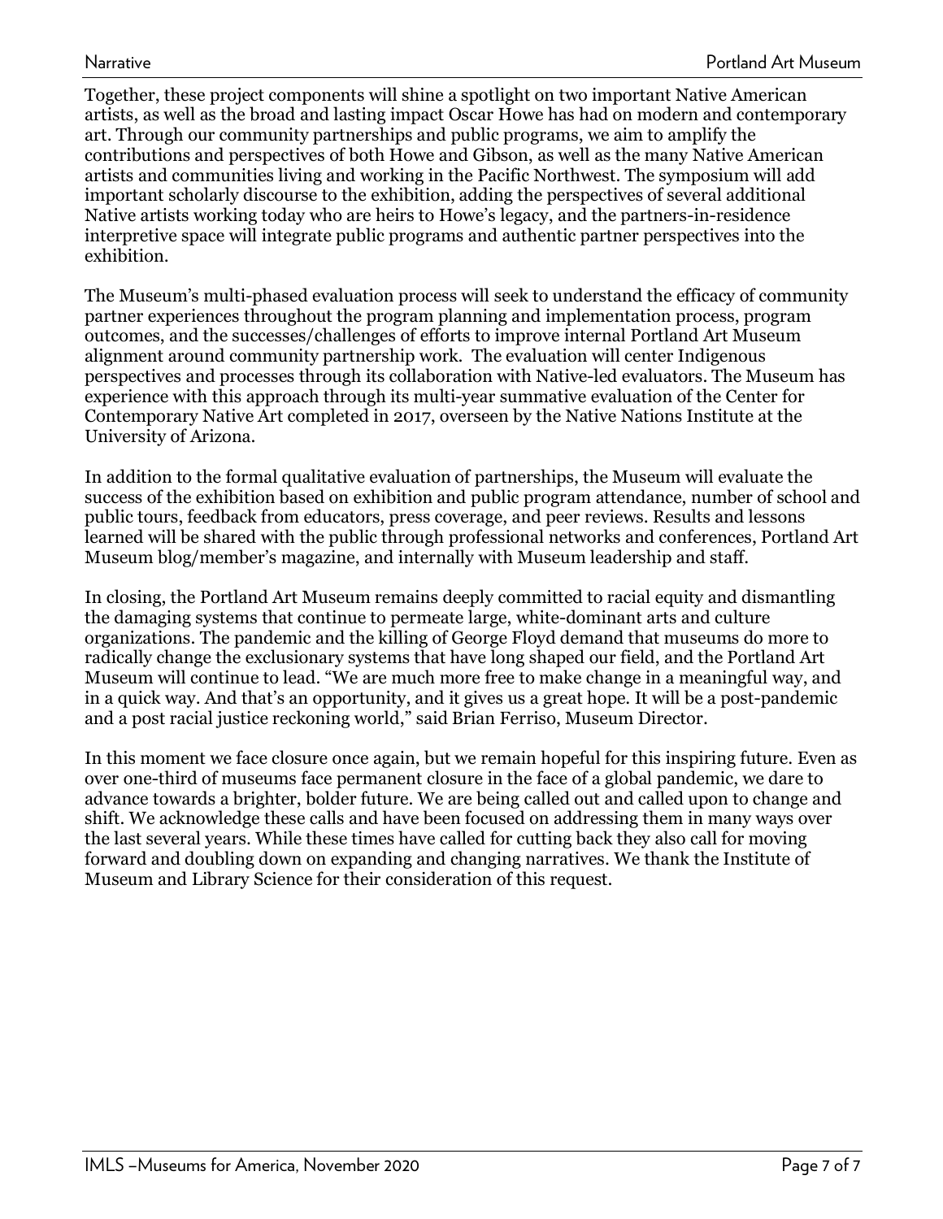Together, these project components will shine a spotlight on two important Native American artists, as well as the broad and lasting impact Oscar Howe has had on modern and contemporary art. Through our community partnerships and public programs, we aim to amplify the contributions and perspectives of both Howe and Gibson, as well as the many Native American artists and communities living and working in the Pacific Northwest. The symposium will add important scholarly discourse to the exhibition, adding the perspectives of several additional Native artists working today who are heirs to Howe's legacy, and the partners-in-residence interpretive space will integrate public programs and authentic partner perspectives into the exhibition.

The Museum's multi-phased evaluation process will seek to understand the efficacy of community partner experiences throughout the program planning and implementation process, program outcomes, and the successes/challenges of efforts to improve internal Portland Art Museum alignment around community partnership work. The evaluation will center Indigenous perspectives and processes through its collaboration with Native-led evaluators. The Museum has experience with this approach through its multi-year summative evaluation of the Center for Contemporary Native Art completed in 2017, overseen by the Native Nations Institute at the University of Arizona.

In addition to the formal qualitative evaluation of partnerships, the Museum will evaluate the success of the exhibition based on exhibition and public program attendance, number of school and public tours, feedback from educators, press coverage, and peer reviews. Results and lessons learned will be shared with the public through professional networks and conferences, Portland Art Museum blog/member's magazine, and internally with Museum leadership and staff.

In closing, the Portland Art Museum remains deeply committed to racial equity and dismantling the damaging systems that continue to permeate large, white-dominant arts and culture organizations. The pandemic and the killing of George Floyd demand that museums do more to radically change the exclusionary systems that have long shaped our field, and the Portland Art Museum will continue to lead. "We are much more free to make change in a meaningful way, and in a quick way. And that's an opportunity, and it gives us a great hope. It will be a post-pandemic and a post racial justice reckoning world," said Brian Ferriso, Museum Director.

In this moment we face closure once again, but we remain hopeful for this inspiring future. Even as over one-third of museums face permanent closure in the face of a global pandemic, we dare to advance towards a brighter, bolder future. We are being called out and called upon to change and shift. We acknowledge these calls and have been focused on addressing them in many ways over the last several years. While these times have called for cutting back they also call for moving forward and doubling down on expanding and changing narratives. We thank the Institute of Museum and Library Science for their consideration of this request.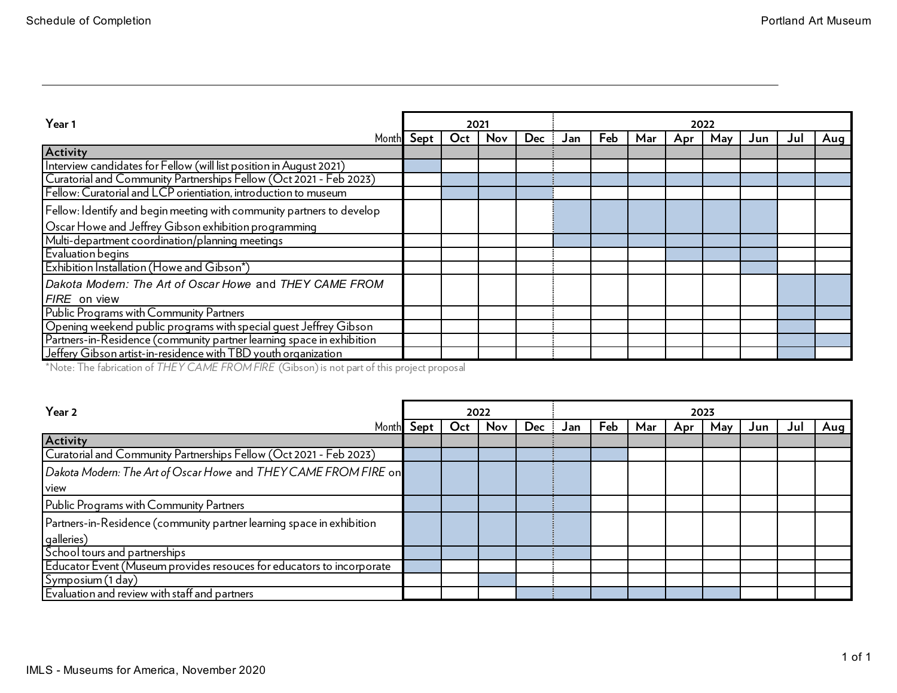| Year 1 | 2021 | | | | 2022 | | | | | | | |
|---|---|---|---|---|---|---|---|---|---|---|---|---|
| Month | Sept | Oct | Nov | Dec | Jan | Feb | Mar | Apr | May | Jun | Jul | Aug |
| **Activity** | | | | | | | | | | | | |
| Interview candidates for Fellow (will list position in August 2021) | X | | | | | | | | | | | |
| Curatorial and Community Partnerships Fellow (Oct 2021 - Feb 2023) | | X | X | X | X | X | X | X | X | X | X | X |
| Fellow: Curatorial and LCP orientiation, introduction to museum | | X | X | X | | | | | | | | |
| Fellow: Identify and begin meeting with community partners to develop Oscar Howe and Jeffrey Gibson exhibition programming | | | | | X | X | X | X | X | X | | |
| Multi-department coordination/planning meetings | | | | | X | X | X | X | X | X | | |
| Evaluation begins | | | | | | | | X | X | X | | |
| Exhibition Installation (Howe and Gibson*) | | | | | | | | | | X | | |
| *Dakota Modern: The Art of Oscar Howe* and *THEY CAME FROM FIRE* on view | | | | | | | | | | | X | X |
| Public Programs with Community Partners | | | | | | | | | | | X | X |
| Opening weekend public programs with special guest Jeffrey Gibson | | | | | | | | | | | X | |
| Partners-in-Residence (community partner learning space in exhibition | | | | | | | | | | | X | X |
| Jeffery Gibson artist-in-residence with TBD youth organization | | | | | | | | | | | X | |

*Note: The fabrication of *THEY CAME FROM FIRE* (Gibson) is not part of this project proposal

| Year 2 | 2022 | | | | 2023 | | | | | | | |
|---|---|---|---|---|---|---|---|---|---|---|---|---|
| Month | Sept | Oct | Nov | Dec | Jan | Feb | Mar | Apr | May | Jun | Jul | Aug |
| **Activity** | | | | | | | | | | | | |
| Curatorial and Community Partnerships Fellow (Oct 2021 - Feb 2023) | X | X | X | X | X | X | | | | | | |
| *Dakota Modern: The Art of Oscar Howe* and *THEY CAME FROM FIRE* on view | X | X | X | X | X | | | | | | | |
| Public Programs with Community Partners | X | X | X | X | X | | | | | | | |
| Partners-in-Residence (community partner learning space in exhibition galleries) | X | X | X | X | X | | | | | | | |
| School tours and partnerships | X | X | X | X | X | | | | | | | |
| Educator Event (Museum provides resouces for educators to incorporate | X | | | | | | | | | | | |
| Symposium (1 day) | | | X | | | | | | | | | |
| Evaluation and review with staff and partners | | | | X | X | X | X | X | X | | | |